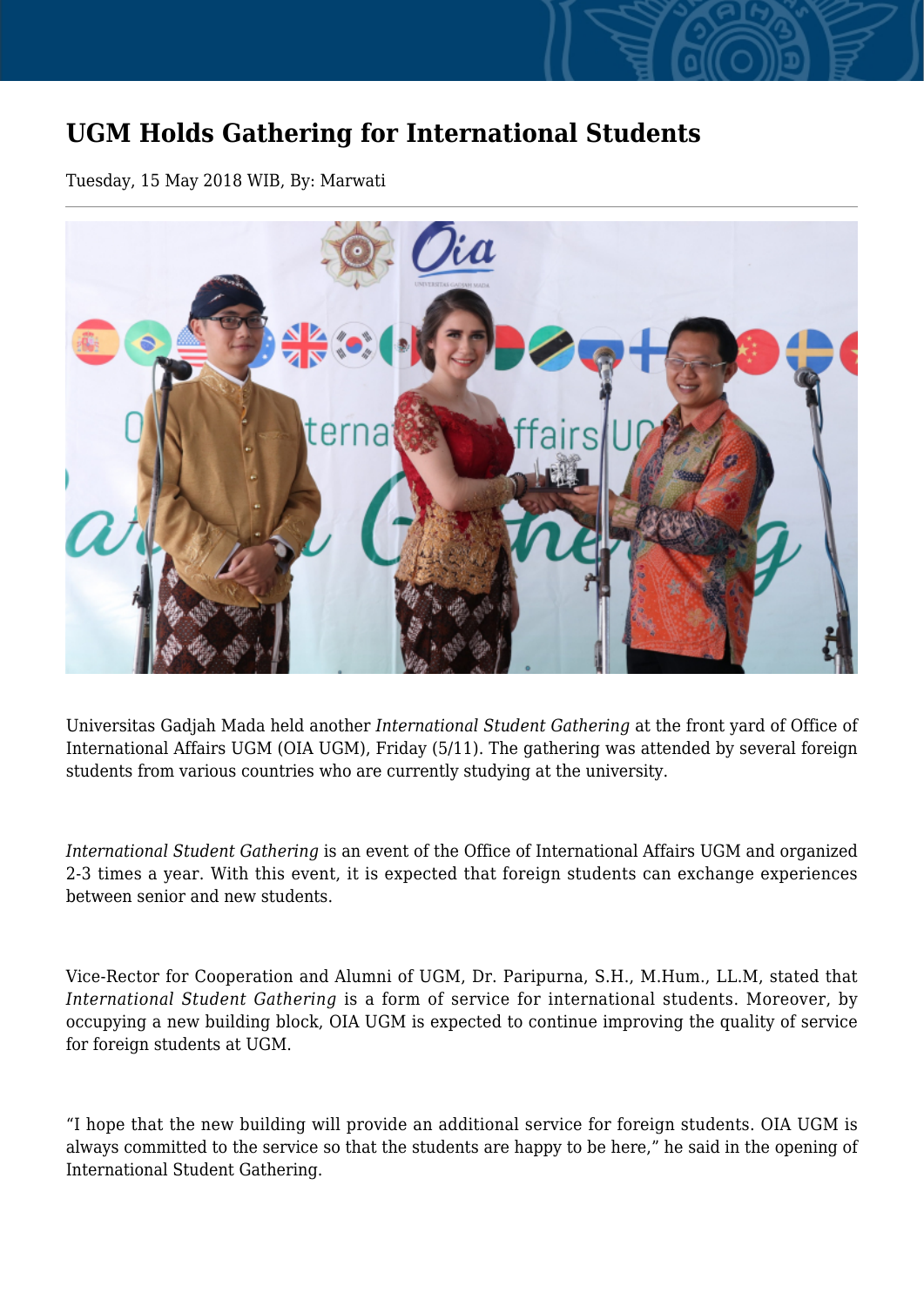# UGM Holds Gathering for International Students

Tuesday, 15 May 2018 WIB, By: Marwati

Universitas Gadjah Mada held another *International Student Gathering* at the front yard of Office of International Affairs UGM (OIA UGM), Friday (5/11). The gathering was attended by several foreign students from various countries who are currently studying at the university.

*International Student Gathering* is an event of the Office of International Affairs UGM and organized 2-3 times a year. With this event, it is expected that foreign students can exchange experiences between senior and new students.

Vice-Rector for Cooperation and Alumni of UGM, Dr. Paripurna, S.H., M.Hum., LL.M, stated that *International Student Gathering* is a form of service for international students. Moreover, by occupying a new building block, OIA UGM is expected to continue improving the quality of service for foreign students at UGM.

"I hope that the new building will provide an additional service for foreign students. OIA UGM is always committed to the service so that the students are happy to be here," he said in the opening of International Student Gathering.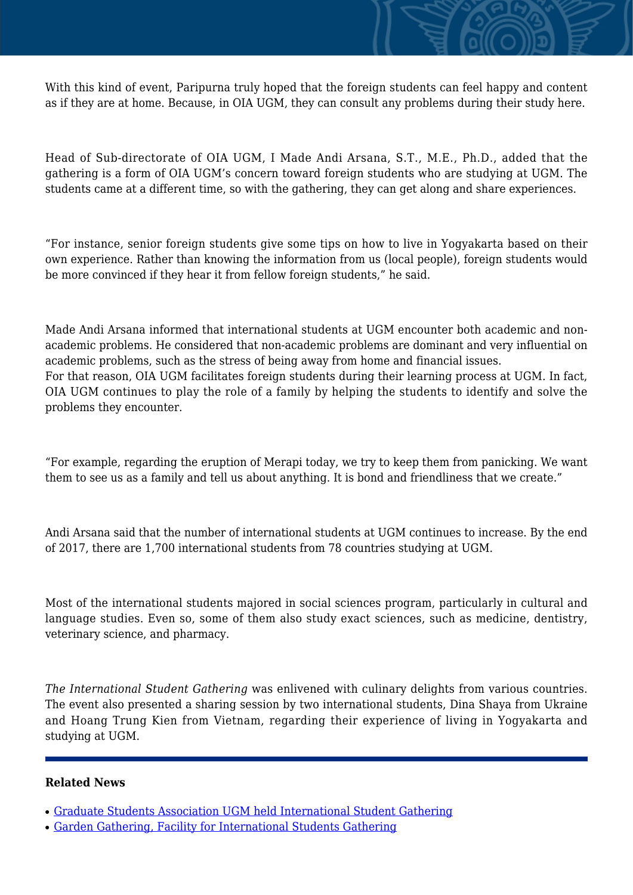With this kind of event, Paripurna truly hoped that the foreign students can feel happy and content as if they are at home. Because, in OIA UGM, they can consult any problems during their study here.

Head of Sub-directorate of OIA UGM, I Made Andi Arsana, S.T., M.E., Ph.D., added that the gathering is a form of OIA UGM's concern toward foreign students who are studying at UGM. The students came at a different time, so with the gathering, they can get along and share experiences.

"For instance, senior foreign students give some tips on how to live in Yogyakarta based on their own experience. Rather than knowing the information from us (local people), foreign students would be more convinced if they hear it from fellow foreign students," he said.

Made Andi Arsana informed that international students at UGM encounter both academic and non-academic problems. He considered that non-academic problems are dominant and very influential on academic problems, such as the stress of being away from home and financial issues.
For that reason, OIA UGM facilitates foreign students during their learning process at UGM. In fact, OIA UGM continues to play the role of a family by helping the students to identify and solve the problems they encounter.

"For example, regarding the eruption of Merapi today, we try to keep them from panicking. We want them to see us as a family and tell us about anything. It is bond and friendliness that we create."

Andi Arsana said that the number of international students at UGM continues to increase. By the end of 2017, there are 1,700 international students from 78 countries studying at UGM.

Most of the international students majored in social sciences program, particularly in cultural and language studies. Even so, some of them also study exact sciences, such as medicine, dentistry, veterinary science, and pharmacy.

*The International Student Gathering* was enlivened with culinary delights from various countries. The event also presented a sharing session by two international students, Dina Shaya from Ukraine and Hoang Trung Kien from Vietnam, regarding their experience of living in Yogyakarta and studying at UGM.

---

**Related News**

- Graduate Students Association UGM held International Student Gathering
- Garden Gathering, Facility for International Students Gathering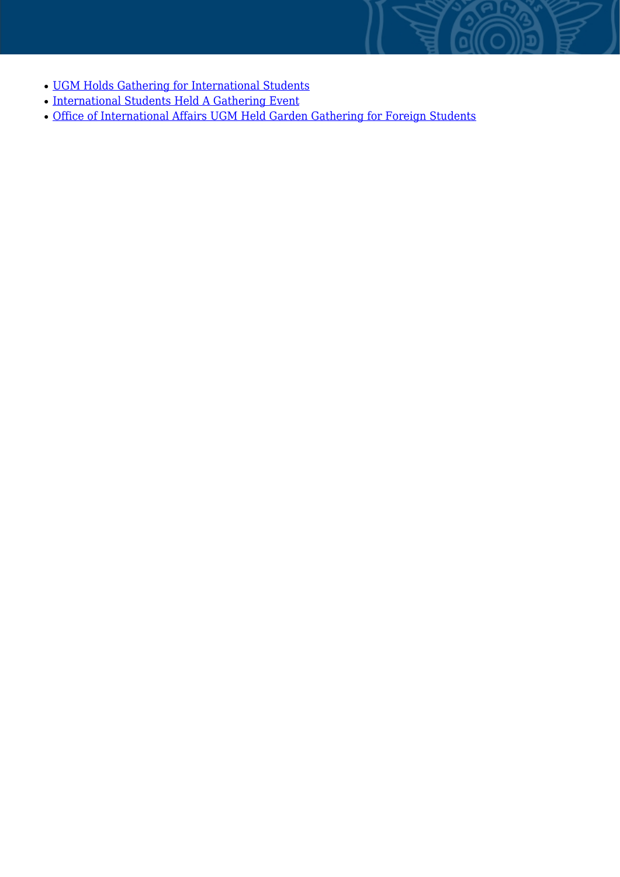- UGM Holds Gathering for International Students
- International Students Held A Gathering Event
- Office of International Affairs UGM Held Garden Gathering for Foreign Students